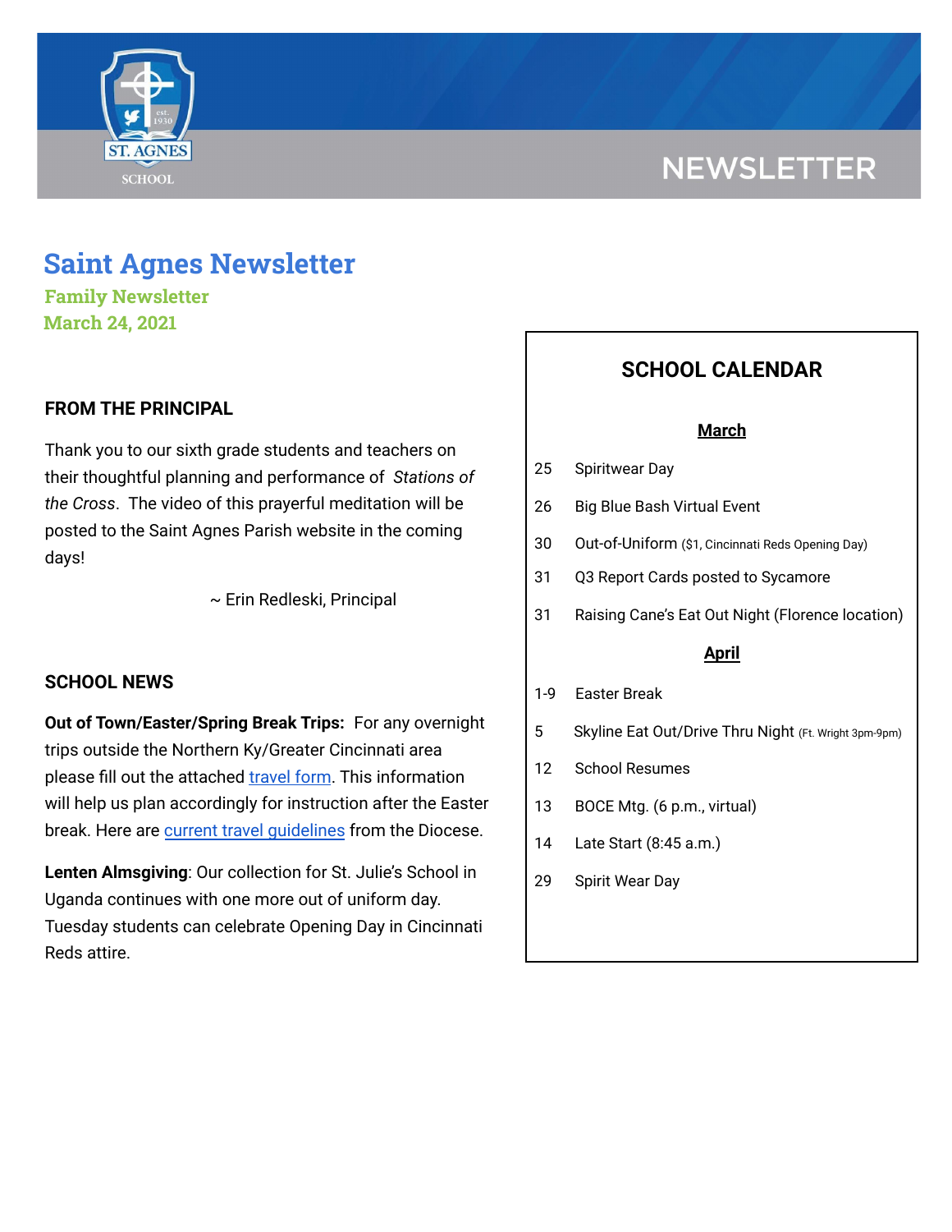NEWSLETTER

# Saint Agnes Newsletter

**Family Newsletter**
**March 24, 2021**

## FROM THE PRINCIPAL

Thank you to our sixth grade students and teachers on their thoughtful planning and performance of *Stations of the Cross*. The video of this prayerful meditation will be posted to the Saint Agnes Parish website in the coming days!

~ Erin Redleski, Principal

## SCHOOL NEWS

**Out of Town/Easter/Spring Break Trips:** For any overnight trips outside the Northern Ky/Greater Cincinnati area please fill out the attached travel form. This information will help us plan accordingly for instruction after the Easter break. Here are current travel guidelines from the Diocese.

**Lenten Almsgiving**: Our collection for St. Julie's School in Uganda continues with one more out of uniform day. Tuesday students can celebrate Opening Day in Cincinnati Reds attire.

## SCHOOL CALENDAR

**March**

| | |
|---|---|
| 25 | Spiritwear Day |
| 26 | Big Blue Bash Virtual Event |
| 30 | Out-of-Uniform ($1, Cincinnati Reds Opening Day) |
| 31 | Q3 Report Cards posted to Sycamore |
| 31 | Raising Cane's Eat Out Night (Florence location) |

**April**

| | |
|---|---|
| 1-9 | Easter Break |
| 5 | Skyline Eat Out/Drive Thru Night (Ft. Wright 3pm-9pm) |
| 12 | School Resumes |
| 13 | BOCE Mtg. (6 p.m., virtual) |
| 14 | Late Start (8:45 a.m.) |
| 29 | Spirit Wear Day |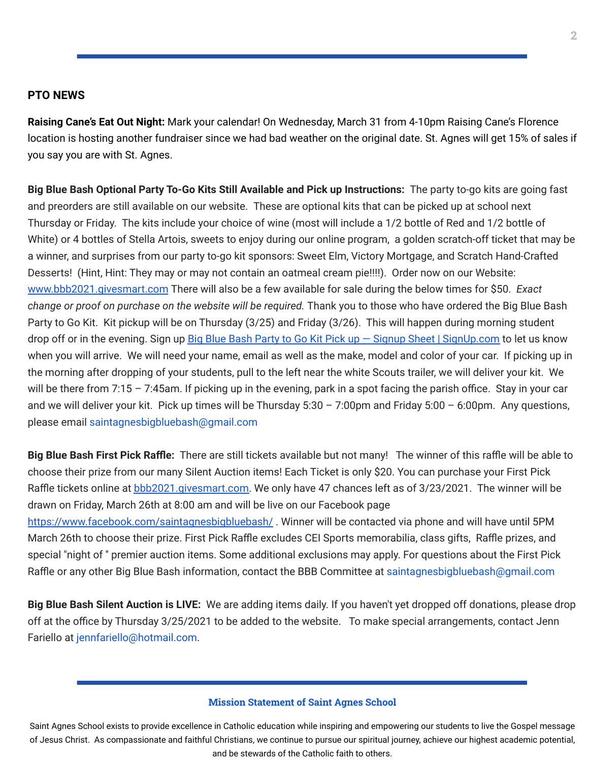## PTO NEWS

**Raising Cane's Eat Out Night:** Mark your calendar! On Wednesday, March 31 from 4-10pm Raising Cane's Florence location is hosting another fundraiser since we had bad weather on the original date. St. Agnes will get 15% of sales if you say you are with St. Agnes.

**Big Blue Bash Optional Party To-Go Kits Still Available and Pick up Instructions:** The party to-go kits are going fast and preorders are still available on our website. These are optional kits that can be picked up at school next Thursday or Friday. The kits include your choice of wine (most will include a 1/2 bottle of Red and 1/2 bottle of White) or 4 bottles of Stella Artois, sweets to enjoy during our online program, a golden scratch-off ticket that may be a winner, and surprises from our party to-go kit sponsors: Sweet Elm, Victory Mortgage, and Scratch Hand-Crafted Desserts! (Hint, Hint: They may or may not contain an oatmeal cream pie!!!!). Order now on our Website: [www.bbb2021.givesmart.com](www.bbb2021.givesmart.com) There will also be a few available for sale during the below times for $50. *Exact change or proof on purchase on the website will be required.* Thank you to those who have ordered the Big Blue Bash Party to Go Kit. Kit pickup will be on Thursday (3/25) and Friday (3/26). This will happen during morning student drop off or in the evening. Sign up [Big Blue Bash Party to Go Kit Pick up — Signup Sheet | SignUp.com]() to let us know when you will arrive. We will need your name, email as well as the make, model and color of your car. If picking up in the morning after dropping of your students, pull to the left near the white Scouts trailer, we will deliver your kit. We will be there from 7:15 – 7:45am. If picking up in the evening, park in a spot facing the parish office. Stay in your car and we will deliver your kit. Pick up times will be Thursday 5:30 – 7:00pm and Friday 5:00 – 6:00pm. Any questions, please email saintagnesbigbluebash@gmail.com

**Big Blue Bash First Pick Raffle:** There are still tickets available but not many! The winner of this raffle will be able to choose their prize from our many Silent Auction items! Each Ticket is only $20. You can purchase your First Pick Raffle tickets online at [bbb2021.givesmart.com](bbb2021.givesmart.com). We only have 47 chances left as of 3/23/2021. The winner will be drawn on Friday, March 26th at 8:00 am and will be live on our Facebook page [https://www.facebook.com/saintagnesbigbluebash/](https://www.facebook.com/saintagnesbigbluebash/) . Winner will be contacted via phone and will have until 5PM March 26th to choose their prize. First Pick Raffle excludes CEI Sports memorabilia, class gifts, Raffle prizes, and special "night of " premier auction items. Some additional exclusions may apply. For questions about the First Pick Raffle or any other Big Blue Bash information, contact the BBB Committee at saintagnesbigbluebash@gmail.com

**Big Blue Bash Silent Auction is LIVE:** We are adding items daily. If you haven't yet dropped off donations, please drop off at the office by Thursday 3/25/2021 to be added to the website. To make special arrangements, contact Jenn Fariello at jennfariello@hotmail.com.

**Mission Statement of Saint Agnes School**

Saint Agnes School exists to provide excellence in Catholic education while inspiring and empowering our students to live the Gospel message of Jesus Christ. As compassionate and faithful Christians, we continue to pursue our spiritual journey, achieve our highest academic potential, and be stewards of the Catholic faith to others.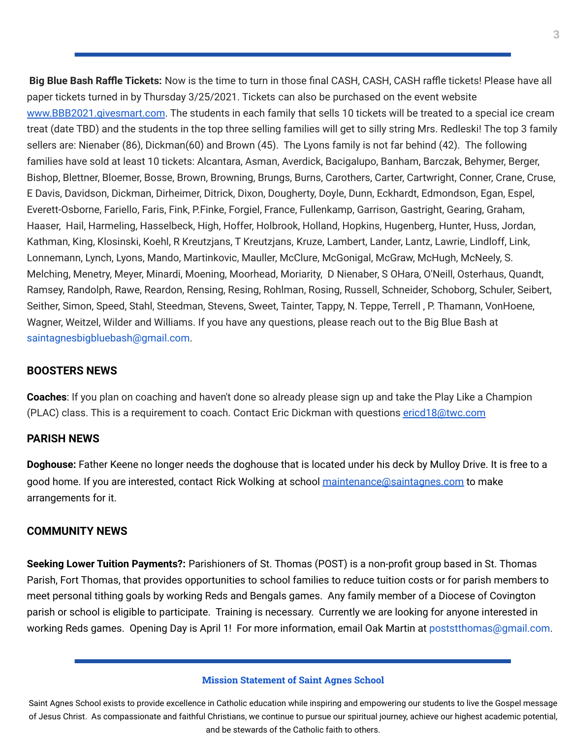**Big Blue Bash Raffle Tickets:** Now is the time to turn in those final CASH, CASH, CASH raffle tickets! Please have all paper tickets turned in by Thursday 3/25/2021. Tickets can also be purchased on the event website www.BBB2021.givesmart.com. The students in each family that sells 10 tickets will be treated to a special ice cream treat (date TBD) and the students in the top three selling families will get to silly string Mrs. Redleski! The top 3 family sellers are: Nienaber (86), Dickman(60) and Brown (45). The Lyons family is not far behind (42). The following families have sold at least 10 tickets: Alcantara, Asman, Averdick, Bacigalupo, Banham, Barczak, Behymer, Berger, Bishop, Blettner, Bloemer, Bosse, Brown, Browning, Brungs, Burns, Carothers, Carter, Cartwright, Conner, Crane, Cruse, E Davis, Davidson, Dickman, Dirheimer, Ditrick, Dixon, Dougherty, Doyle, Dunn, Eckhardt, Edmondson, Egan, Espel, Everett-Osborne, Fariello, Faris, Fink, P.Finke, Forgiel, France, Fullenkamp, Garrison, Gastright, Gearing, Graham, Haaser, Hail, Harmeling, Hasselbeck, High, Hoffer, Holbrook, Holland, Hopkins, Hugenberg, Hunter, Huss, Jordan, Kathman, King, Klosinski, Koehl, R Kreutzjans, T Kreutzjans, Kruze, Lambert, Lander, Lantz, Lawrie, Lindloff, Link, Lonnemann, Lynch, Lyons, Mando, Martinkovic, Mauller, McClure, McGonigal, McGraw, McHugh, McNeely, S. Melching, Menetry, Meyer, Minardi, Moening, Moorhead, Moriarity, D Nienaber, S OHara, O'Neill, Osterhaus, Quandt, Ramsey, Randolph, Rawe, Reardon, Rensing, Resing, Rohlman, Rosing, Russell, Schneider, Schoborg, Schuler, Seibert, Seither, Simon, Speed, Stahl, Steedman, Stevens, Sweet, Tainter, Tappy, N. Teppe, Terrell , P. Thamann, VonHoene, Wagner, Weitzel, Wilder and Williams. If you have any questions, please reach out to the Big Blue Bash at saintagnesbigbluebash@gmail.com.

## BOOSTERS NEWS

**Coaches**: If you plan on coaching and haven't done so already please sign up and take the Play Like a Champion (PLAC) class. This is a requirement to coach. Contact Eric Dickman with questions ericd18@twc.com

## PARISH NEWS

**Doghouse:** Father Keene no longer needs the doghouse that is located under his deck by Mulloy Drive. It is free to a good home. If you are interested, contact Rick Wolking at school maintenance@saintagnes.com to make arrangements for it.

## COMMUNITY NEWS

**Seeking Lower Tuition Payments?:** Parishioners of St. Thomas (POST) is a non-profit group based in St. Thomas Parish, Fort Thomas, that provides opportunities to school families to reduce tuition costs or for parish members to meet personal tithing goals by working Reds and Bengals games. Any family member of a Diocese of Covington parish or school is eligible to participate. Training is necessary. Currently we are looking for anyone interested in working Reds games. Opening Day is April 1! For more information, email Oak Martin at poststthomas@gmail.com.

**Mission Statement of Saint Agnes School**

Saint Agnes School exists to provide excellence in Catholic education while inspiring and empowering our students to live the Gospel message of Jesus Christ. As compassionate and faithful Christians, we continue to pursue our spiritual journey, achieve our highest academic potential, and be stewards of the Catholic faith to others.